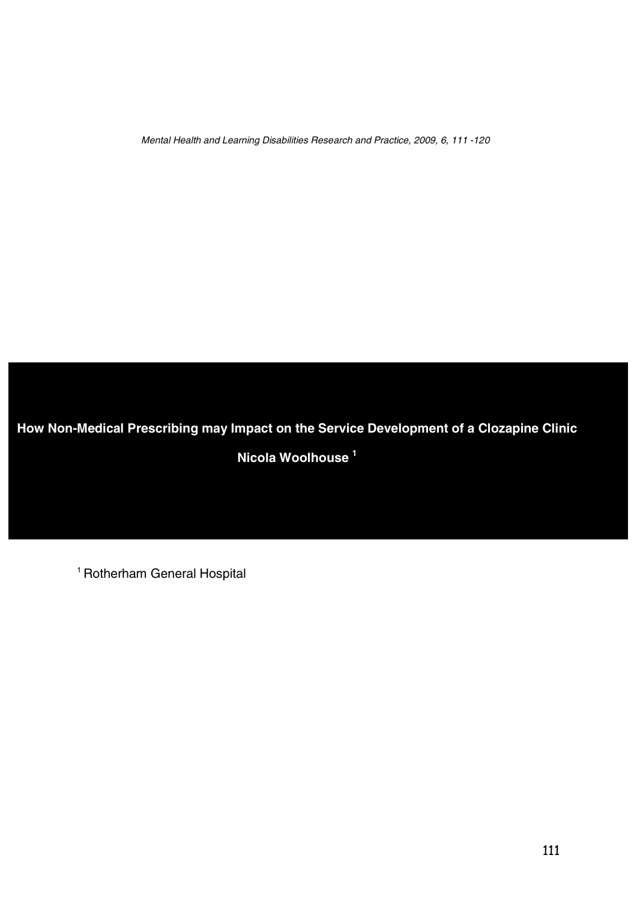# How Non-Medical Prescribing may Impact on the Service Development of a Clozapine Clinic

**Nicola Woolhouse [1]**

[1] Rotherham General Hospital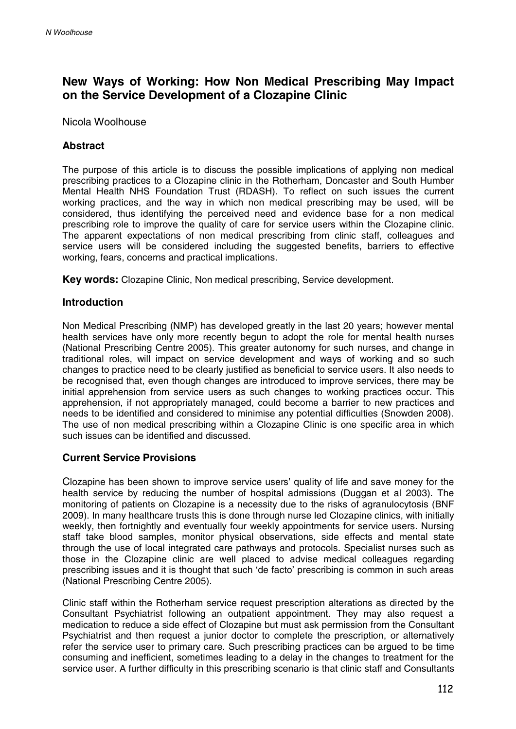# New Ways of Working: How Non Medical Prescribing May Impact on the Service Development of a Clozapine Clinic

Nicola Woolhouse

## Abstract

The purpose of this article is to discuss the possible implications of applying non medical prescribing practices to a Clozapine clinic in the Rotherham, Doncaster and South Humber Mental Health NHS Foundation Trust (RDASH). To reflect on such issues the current working practices, and the way in which non medical prescribing may be used, will be considered, thus identifying the perceived need and evidence base for a non medical prescribing role to improve the quality of care for service users within the Clozapine clinic. The apparent expectations of non medical prescribing from clinic staff, colleagues and service users will be considered including the suggested benefits, barriers to effective working, fears, concerns and practical implications.

**Key words:** Clozapine Clinic, Non medical prescribing, Service development.

## Introduction

Non Medical Prescribing (NMP) has developed greatly in the last 20 years; however mental health services have only more recently begun to adopt the role for mental health nurses (National Prescribing Centre 2005). This greater autonomy for such nurses, and change in traditional roles, will impact on service development and ways of working and so such changes to practice need to be clearly justified as beneficial to service users. It also needs to be recognised that, even though changes are introduced to improve services, there may be initial apprehension from service users as such changes to working practices occur. This apprehension, if not appropriately managed, could become a barrier to new practices and needs to be identified and considered to minimise any potential difficulties (Snowden 2008). The use of non medical prescribing within a Clozapine Clinic is one specific area in which such issues can be identified and discussed.

## Current Service Provisions

Clozapine has been shown to improve service users' quality of life and save money for the health service by reducing the number of hospital admissions (Duggan et al 2003). The monitoring of patients on Clozapine is a necessity due to the risks of agranulocytosis (BNF 2009). In many healthcare trusts this is done through nurse led Clozapine clinics, with initially weekly, then fortnightly and eventually four weekly appointments for service users. Nursing staff take blood samples, monitor physical observations, side effects and mental state through the use of local integrated care pathways and protocols. Specialist nurses such as those in the Clozapine clinic are well placed to advise medical colleagues regarding prescribing issues and it is thought that such 'de facto' prescribing is common in such areas (National Prescribing Centre 2005).

Clinic staff within the Rotherham service request prescription alterations as directed by the Consultant Psychiatrist following an outpatient appointment. They may also request a medication to reduce a side effect of Clozapine but must ask permission from the Consultant Psychiatrist and then request a junior doctor to complete the prescription, or alternatively refer the service user to primary care. Such prescribing practices can be argued to be time consuming and inefficient, sometimes leading to a delay in the changes to treatment for the service user. A further difficulty in this prescribing scenario is that clinic staff and Consultants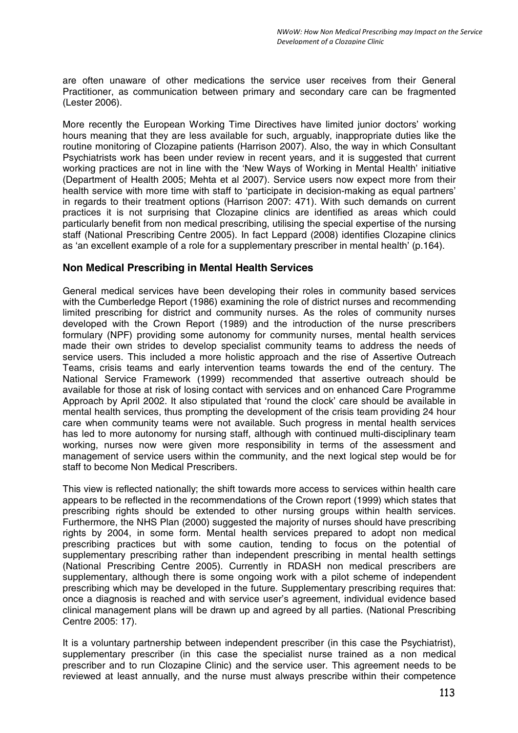are often unaware of other medications the service user receives from their General Practitioner, as communication between primary and secondary care can be fragmented (Lester 2006).

More recently the European Working Time Directives have limited junior doctors' working hours meaning that they are less available for such, arguably, inappropriate duties like the routine monitoring of Clozapine patients (Harrison 2007). Also, the way in which Consultant Psychiatrists work has been under review in recent years, and it is suggested that current working practices are not in line with the 'New Ways of Working in Mental Health' initiative (Department of Health 2005; Mehta et al 2007). Service users now expect more from their health service with more time with staff to 'participate in decision-making as equal partners' in regards to their treatment options (Harrison 2007: 471). With such demands on current practices it is not surprising that Clozapine clinics are identified as areas which could particularly benefit from non medical prescribing, utilising the special expertise of the nursing staff (National Prescribing Centre 2005). In fact Leppard (2008) identifies Clozapine clinics as 'an excellent example of a role for a supplementary prescriber in mental health' (p.164).

## Non Medical Prescribing in Mental Health Services

General medical services have been developing their roles in community based services with the Cumberledge Report (1986) examining the role of district nurses and recommending limited prescribing for district and community nurses. As the roles of community nurses developed with the Crown Report (1989) and the introduction of the nurse prescribers formulary (NPF) providing some autonomy for community nurses, mental health services made their own strides to develop specialist community teams to address the needs of service users. This included a more holistic approach and the rise of Assertive Outreach Teams, crisis teams and early intervention teams towards the end of the century. The National Service Framework (1999) recommended that assertive outreach should be available for those at risk of losing contact with services and on enhanced Care Programme Approach by April 2002. It also stipulated that 'round the clock' care should be available in mental health services, thus prompting the development of the crisis team providing 24 hour care when community teams were not available. Such progress in mental health services has led to more autonomy for nursing staff, although with continued multi-disciplinary team working, nurses now were given more responsibility in terms of the assessment and management of service users within the community, and the next logical step would be for staff to become Non Medical Prescribers.

This view is reflected nationally; the shift towards more access to services within health care appears to be reflected in the recommendations of the Crown report (1999) which states that prescribing rights should be extended to other nursing groups within health services. Furthermore, the NHS Plan (2000) suggested the majority of nurses should have prescribing rights by 2004, in some form. Mental health services prepared to adopt non medical prescribing practices but with some caution, tending to focus on the potential of supplementary prescribing rather than independent prescribing in mental health settings (National Prescribing Centre 2005). Currently in RDASH non medical prescribers are supplementary, although there is some ongoing work with a pilot scheme of independent prescribing which may be developed in the future. Supplementary prescribing requires that: once a diagnosis is reached and with service user's agreement, individual evidence based clinical management plans will be drawn up and agreed by all parties. (National Prescribing Centre 2005: 17).

It is a voluntary partnership between independent prescriber (in this case the Psychiatrist), supplementary prescriber (in this case the specialist nurse trained as a non medical prescriber and to run Clozapine Clinic) and the service user. This agreement needs to be reviewed at least annually, and the nurse must always prescribe within their competence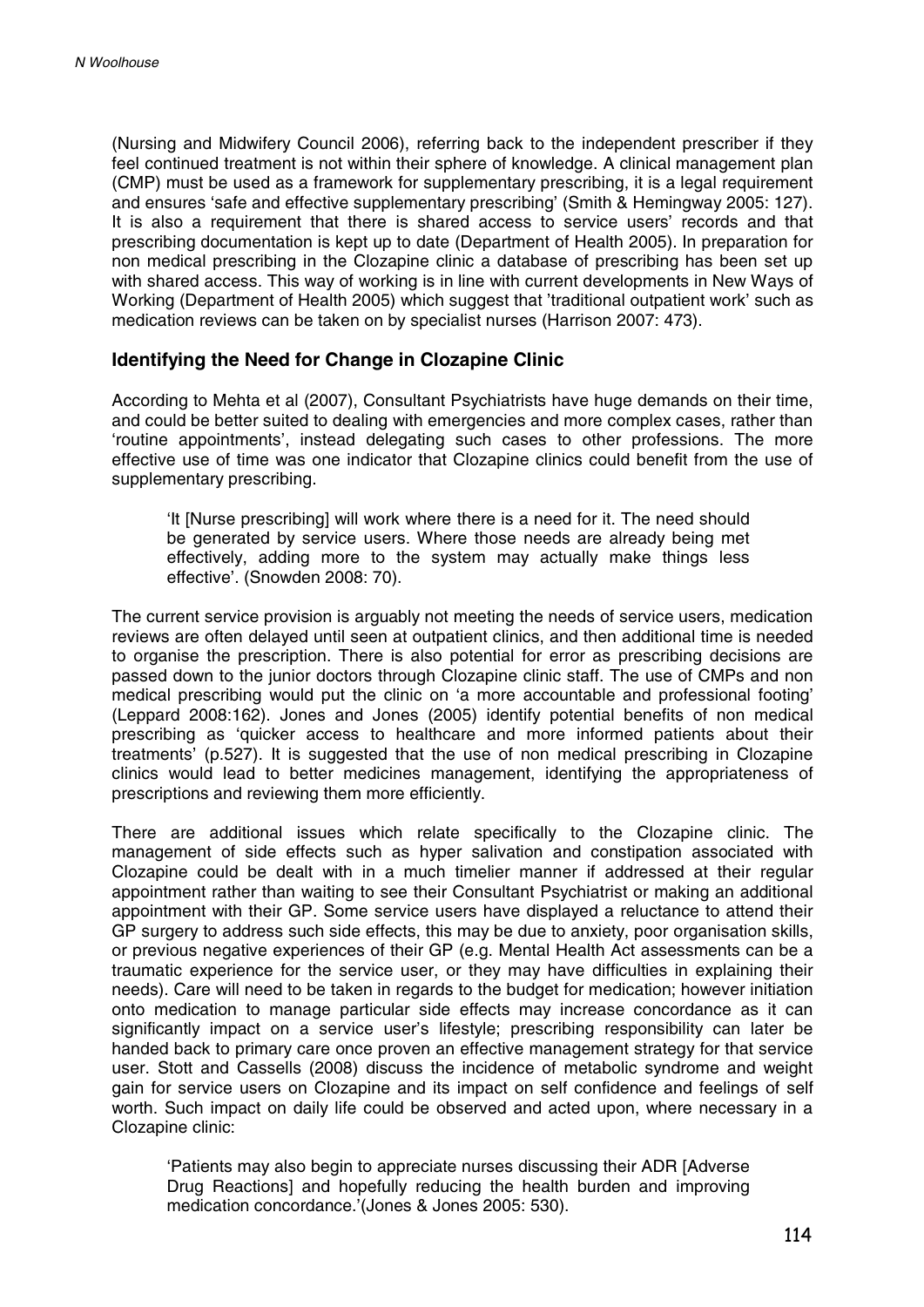(Nursing and Midwifery Council 2006), referring back to the independent prescriber if they feel continued treatment is not within their sphere of knowledge. A clinical management plan (CMP) must be used as a framework for supplementary prescribing, it is a legal requirement and ensures 'safe and effective supplementary prescribing' (Smith & Hemingway 2005: 127). It is also a requirement that there is shared access to service users' records and that prescribing documentation is kept up to date (Department of Health 2005). In preparation for non medical prescribing in the Clozapine clinic a database of prescribing has been set up with shared access. This way of working is in line with current developments in New Ways of Working (Department of Health 2005) which suggest that 'traditional outpatient work' such as medication reviews can be taken on by specialist nurses (Harrison 2007: 473).

## Identifying the Need for Change in Clozapine Clinic

According to Mehta et al (2007), Consultant Psychiatrists have huge demands on their time, and could be better suited to dealing with emergencies and more complex cases, rather than 'routine appointments', instead delegating such cases to other professions. The more effective use of time was one indicator that Clozapine clinics could benefit from the use of supplementary prescribing.

> 'It [Nurse prescribing] will work where there is a need for it. The need should be generated by service users. Where those needs are already being met effectively, adding more to the system may actually make things less effective'. (Snowden 2008: 70).

The current service provision is arguably not meeting the needs of service users, medication reviews are often delayed until seen at outpatient clinics, and then additional time is needed to organise the prescription. There is also potential for error as prescribing decisions are passed down to the junior doctors through Clozapine clinic staff. The use of CMPs and non medical prescribing would put the clinic on 'a more accountable and professional footing' (Leppard 2008:162). Jones and Jones (2005) identify potential benefits of non medical prescribing as 'quicker access to healthcare and more informed patients about their treatments' (p.527). It is suggested that the use of non medical prescribing in Clozapine clinics would lead to better medicines management, identifying the appropriateness of prescriptions and reviewing them more efficiently.

There are additional issues which relate specifically to the Clozapine clinic. The management of side effects such as hyper salivation and constipation associated with Clozapine could be dealt with in a much timelier manner if addressed at their regular appointment rather than waiting to see their Consultant Psychiatrist or making an additional appointment with their GP. Some service users have displayed a reluctance to attend their GP surgery to address such side effects, this may be due to anxiety, poor organisation skills, or previous negative experiences of their GP (e.g. Mental Health Act assessments can be a traumatic experience for the service user, or they may have difficulties in explaining their needs). Care will need to be taken in regards to the budget for medication; however initiation onto medication to manage particular side effects may increase concordance as it can significantly impact on a service user's lifestyle; prescribing responsibility can later be handed back to primary care once proven an effective management strategy for that service user. Stott and Cassells (2008) discuss the incidence of metabolic syndrome and weight gain for service users on Clozapine and its impact on self confidence and feelings of self worth. Such impact on daily life could be observed and acted upon, where necessary in a Clozapine clinic:

> 'Patients may also begin to appreciate nurses discussing their ADR [Adverse Drug Reactions] and hopefully reducing the health burden and improving medication concordance.'(Jones & Jones 2005: 530).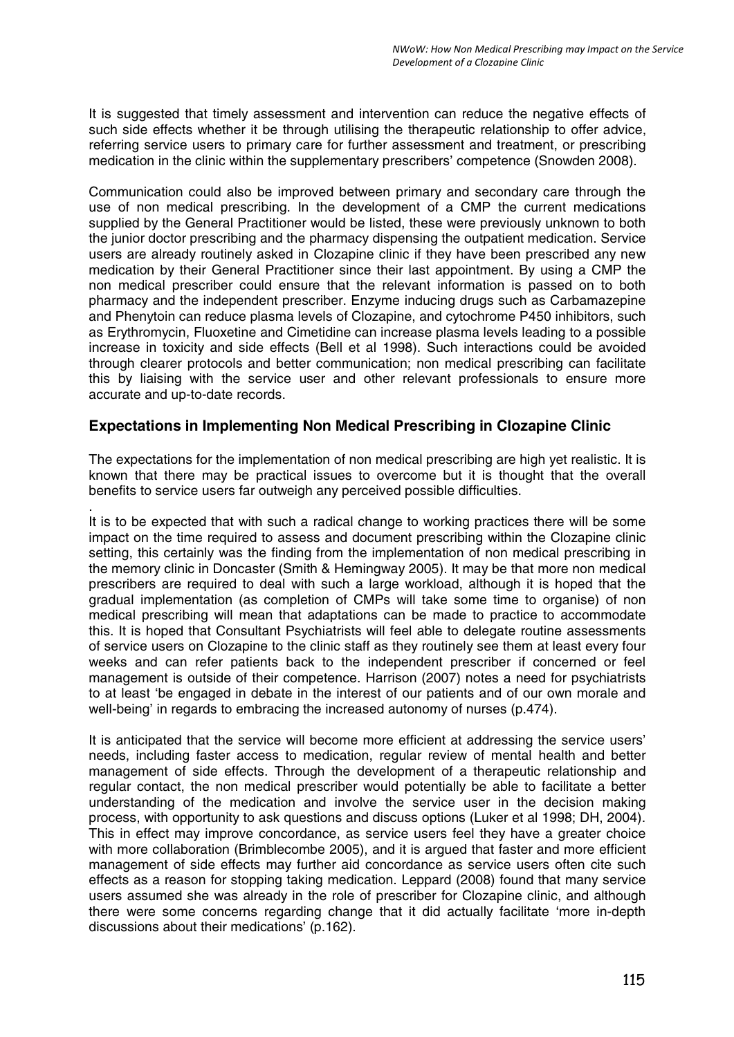It is suggested that timely assessment and intervention can reduce the negative effects of such side effects whether it be through utilising the therapeutic relationship to offer advice, referring service users to primary care for further assessment and treatment, or prescribing medication in the clinic within the supplementary prescribers' competence (Snowden 2008).

Communication could also be improved between primary and secondary care through the use of non medical prescribing. In the development of a CMP the current medications supplied by the General Practitioner would be listed, these were previously unknown to both the junior doctor prescribing and the pharmacy dispensing the outpatient medication. Service users are already routinely asked in Clozapine clinic if they have been prescribed any new medication by their General Practitioner since their last appointment. By using a CMP the non medical prescriber could ensure that the relevant information is passed on to both pharmacy and the independent prescriber. Enzyme inducing drugs such as Carbamazepine and Phenytoin can reduce plasma levels of Clozapine, and cytochrome P450 inhibitors, such as Erythromycin, Fluoxetine and Cimetidine can increase plasma levels leading to a possible increase in toxicity and side effects (Bell et al 1998). Such interactions could be avoided through clearer protocols and better communication; non medical prescribing can facilitate this by liaising with the service user and other relevant professionals to ensure more accurate and up-to-date records.

## Expectations in Implementing Non Medical Prescribing in Clozapine Clinic

The expectations for the implementation of non medical prescribing are high yet realistic. It is known that there may be practical issues to overcome but it is thought that the overall benefits to service users far outweigh any perceived possible difficulties.

It is to be expected that with such a radical change to working practices there will be some impact on the time required to assess and document prescribing within the Clozapine clinic setting, this certainly was the finding from the implementation of non medical prescribing in the memory clinic in Doncaster (Smith & Hemingway 2005). It may be that more non medical prescribers are required to deal with such a large workload, although it is hoped that the gradual implementation (as completion of CMPs will take some time to organise) of non medical prescribing will mean that adaptations can be made to practice to accommodate this. It is hoped that Consultant Psychiatrists will feel able to delegate routine assessments of service users on Clozapine to the clinic staff as they routinely see them at least every four weeks and can refer patients back to the independent prescriber if concerned or feel management is outside of their competence. Harrison (2007) notes a need for psychiatrists to at least 'be engaged in debate in the interest of our patients and of our own morale and well-being' in regards to embracing the increased autonomy of nurses (p.474).

It is anticipated that the service will become more efficient at addressing the service users' needs, including faster access to medication, regular review of mental health and better management of side effects. Through the development of a therapeutic relationship and regular contact, the non medical prescriber would potentially be able to facilitate a better understanding of the medication and involve the service user in the decision making process, with opportunity to ask questions and discuss options (Luker et al 1998; DH, 2004). This in effect may improve concordance, as service users feel they have a greater choice with more collaboration (Brimblecombe 2005), and it is argued that faster and more efficient management of side effects may further aid concordance as service users often cite such effects as a reason for stopping taking medication. Leppard (2008) found that many service users assumed she was already in the role of prescriber for Clozapine clinic, and although there were some concerns regarding change that it did actually facilitate 'more in-depth discussions about their medications' (p.162).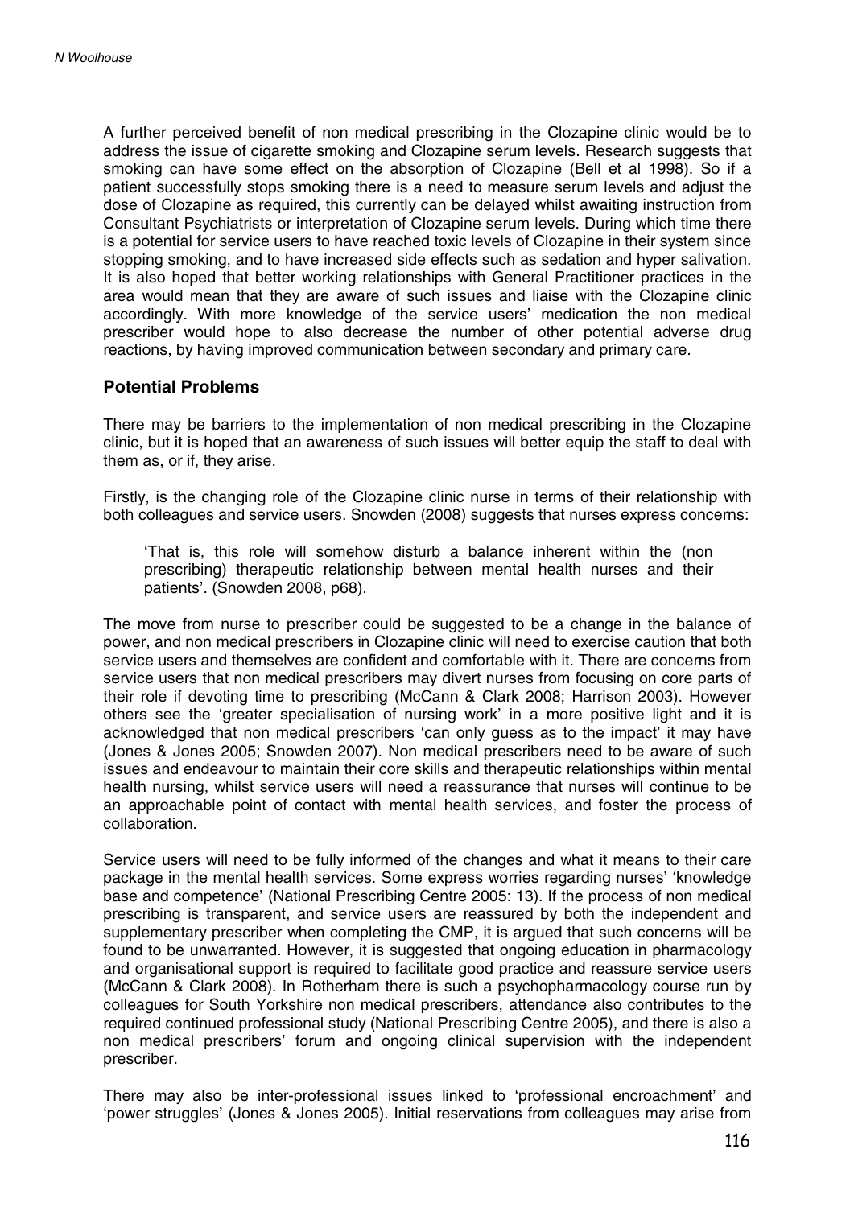A further perceived benefit of non medical prescribing in the Clozapine clinic would be to address the issue of cigarette smoking and Clozapine serum levels. Research suggests that smoking can have some effect on the absorption of Clozapine (Bell et al 1998). So if a patient successfully stops smoking there is a need to measure serum levels and adjust the dose of Clozapine as required, this currently can be delayed whilst awaiting instruction from Consultant Psychiatrists or interpretation of Clozapine serum levels. During which time there is a potential for service users to have reached toxic levels of Clozapine in their system since stopping smoking, and to have increased side effects such as sedation and hyper salivation. It is also hoped that better working relationships with General Practitioner practices in the area would mean that they are aware of such issues and liaise with the Clozapine clinic accordingly. With more knowledge of the service users' medication the non medical prescriber would hope to also decrease the number of other potential adverse drug reactions, by having improved communication between secondary and primary care.

## Potential Problems

There may be barriers to the implementation of non medical prescribing in the Clozapine clinic, but it is hoped that an awareness of such issues will better equip the staff to deal with them as, or if, they arise.

Firstly, is the changing role of the Clozapine clinic nurse in terms of their relationship with both colleagues and service users. Snowden (2008) suggests that nurses express concerns:

> 'That is, this role will somehow disturb a balance inherent within the (non prescribing) therapeutic relationship between mental health nurses and their patients'. (Snowden 2008, p68).

The move from nurse to prescriber could be suggested to be a change in the balance of power, and non medical prescribers in Clozapine clinic will need to exercise caution that both service users and themselves are confident and comfortable with it. There are concerns from service users that non medical prescribers may divert nurses from focusing on core parts of their role if devoting time to prescribing (McCann & Clark 2008; Harrison 2003). However others see the 'greater specialisation of nursing work' in a more positive light and it is acknowledged that non medical prescribers 'can only guess as to the impact' it may have (Jones & Jones 2005; Snowden 2007). Non medical prescribers need to be aware of such issues and endeavour to maintain their core skills and therapeutic relationships within mental health nursing, whilst service users will need a reassurance that nurses will continue to be an approachable point of contact with mental health services, and foster the process of collaboration.

Service users will need to be fully informed of the changes and what it means to their care package in the mental health services. Some express worries regarding nurses' 'knowledge base and competence' (National Prescribing Centre 2005: 13). If the process of non medical prescribing is transparent, and service users are reassured by both the independent and supplementary prescriber when completing the CMP, it is argued that such concerns will be found to be unwarranted. However, it is suggested that ongoing education in pharmacology and organisational support is required to facilitate good practice and reassure service users (McCann & Clark 2008). In Rotherham there is such a psychopharmacology course run by colleagues for South Yorkshire non medical prescribers, attendance also contributes to the required continued professional study (National Prescribing Centre 2005), and there is also a non medical prescribers' forum and ongoing clinical supervision with the independent prescriber.

There may also be inter-professional issues linked to 'professional encroachment' and 'power struggles' (Jones & Jones 2005). Initial reservations from colleagues may arise from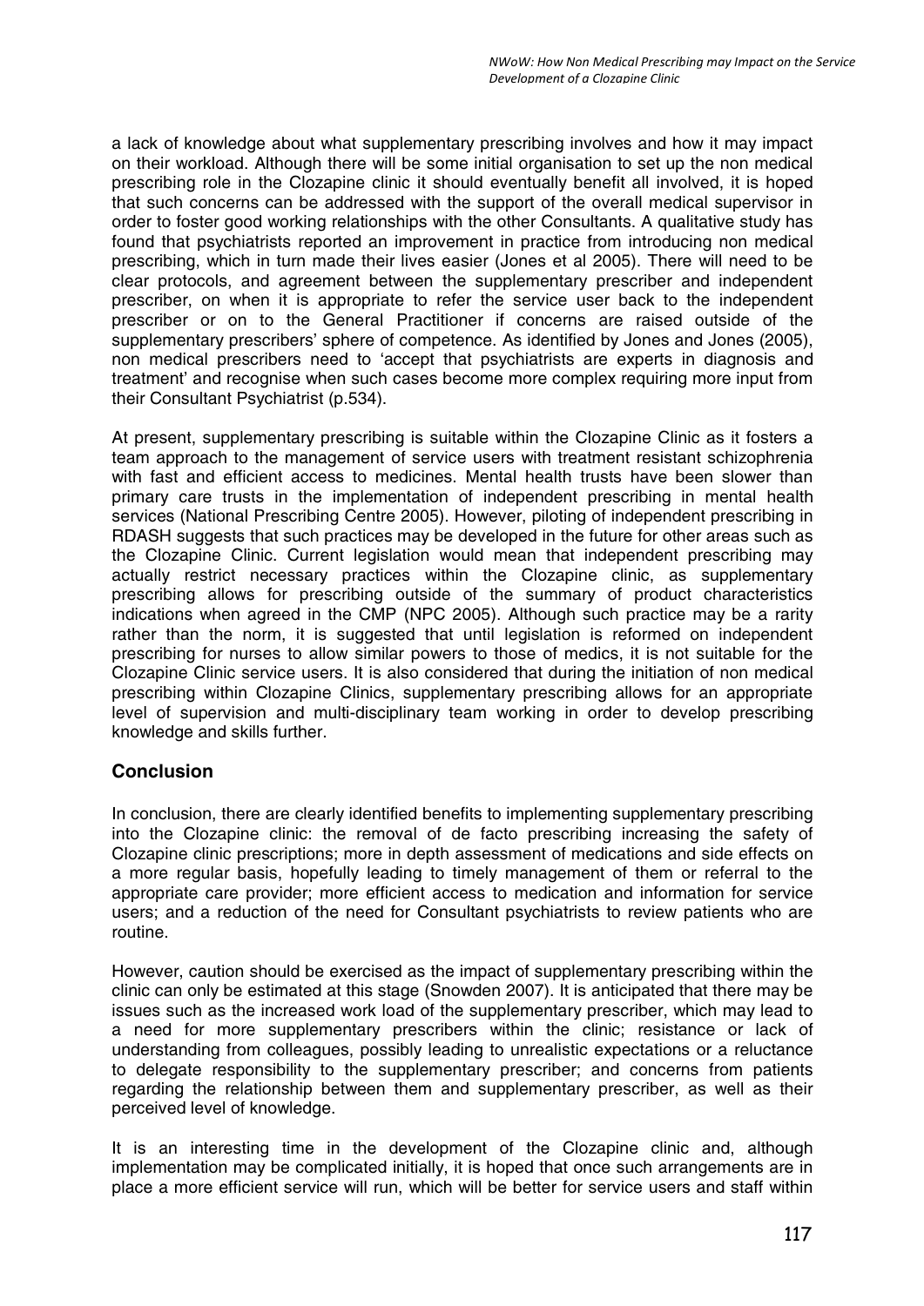a lack of knowledge about what supplementary prescribing involves and how it may impact on their workload. Although there will be some initial organisation to set up the non medical prescribing role in the Clozapine clinic it should eventually benefit all involved, it is hoped that such concerns can be addressed with the support of the overall medical supervisor in order to foster good working relationships with the other Consultants. A qualitative study has found that psychiatrists reported an improvement in practice from introducing non medical prescribing, which in turn made their lives easier (Jones et al 2005). There will need to be clear protocols, and agreement between the supplementary prescriber and independent prescriber, on when it is appropriate to refer the service user back to the independent prescriber or on to the General Practitioner if concerns are raised outside of the supplementary prescribers' sphere of competence. As identified by Jones and Jones (2005), non medical prescribers need to 'accept that psychiatrists are experts in diagnosis and treatment' and recognise when such cases become more complex requiring more input from their Consultant Psychiatrist (p.534).

At present, supplementary prescribing is suitable within the Clozapine Clinic as it fosters a team approach to the management of service users with treatment resistant schizophrenia with fast and efficient access to medicines. Mental health trusts have been slower than primary care trusts in the implementation of independent prescribing in mental health services (National Prescribing Centre 2005). However, piloting of independent prescribing in RDASH suggests that such practices may be developed in the future for other areas such as the Clozapine Clinic. Current legislation would mean that independent prescribing may actually restrict necessary practices within the Clozapine clinic, as supplementary prescribing allows for prescribing outside of the summary of product characteristics indications when agreed in the CMP (NPC 2005). Although such practice may be a rarity rather than the norm, it is suggested that until legislation is reformed on independent prescribing for nurses to allow similar powers to those of medics, it is not suitable for the Clozapine Clinic service users. It is also considered that during the initiation of non medical prescribing within Clozapine Clinics, supplementary prescribing allows for an appropriate level of supervision and multi-disciplinary team working in order to develop prescribing knowledge and skills further.

## Conclusion

In conclusion, there are clearly identified benefits to implementing supplementary prescribing into the Clozapine clinic: the removal of de facto prescribing increasing the safety of Clozapine clinic prescriptions; more in depth assessment of medications and side effects on a more regular basis, hopefully leading to timely management of them or referral to the appropriate care provider; more efficient access to medication and information for service users; and a reduction of the need for Consultant psychiatrists to review patients who are routine.

However, caution should be exercised as the impact of supplementary prescribing within the clinic can only be estimated at this stage (Snowden 2007). It is anticipated that there may be issues such as the increased work load of the supplementary prescriber, which may lead to a need for more supplementary prescribers within the clinic; resistance or lack of understanding from colleagues, possibly leading to unrealistic expectations or a reluctance to delegate responsibility to the supplementary prescriber; and concerns from patients regarding the relationship between them and supplementary prescriber, as well as their perceived level of knowledge.

It is an interesting time in the development of the Clozapine clinic and, although implementation may be complicated initially, it is hoped that once such arrangements are in place a more efficient service will run, which will be better for service users and staff within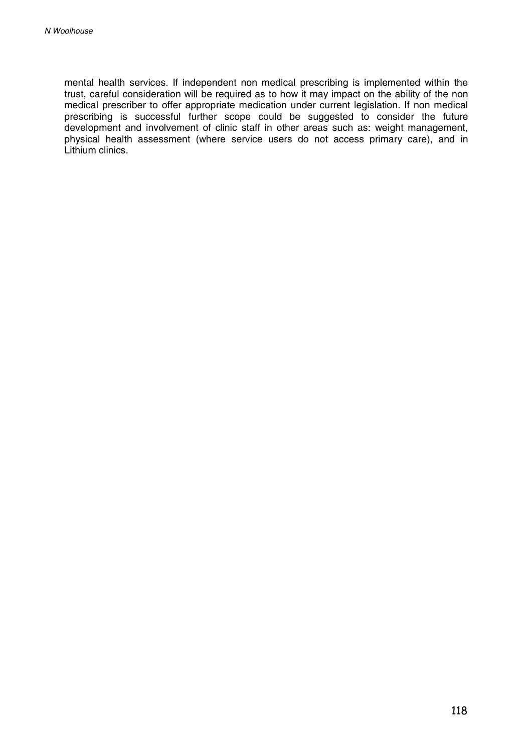mental health services. If independent non medical prescribing is implemented within the trust, careful consideration will be required as to how it may impact on the ability of the non medical prescriber to offer appropriate medication under current legislation. If non medical prescribing is successful further scope could be suggested to consider the future development and involvement of clinic staff in other areas such as: weight management, physical health assessment (where service users do not access primary care), and in Lithium clinics.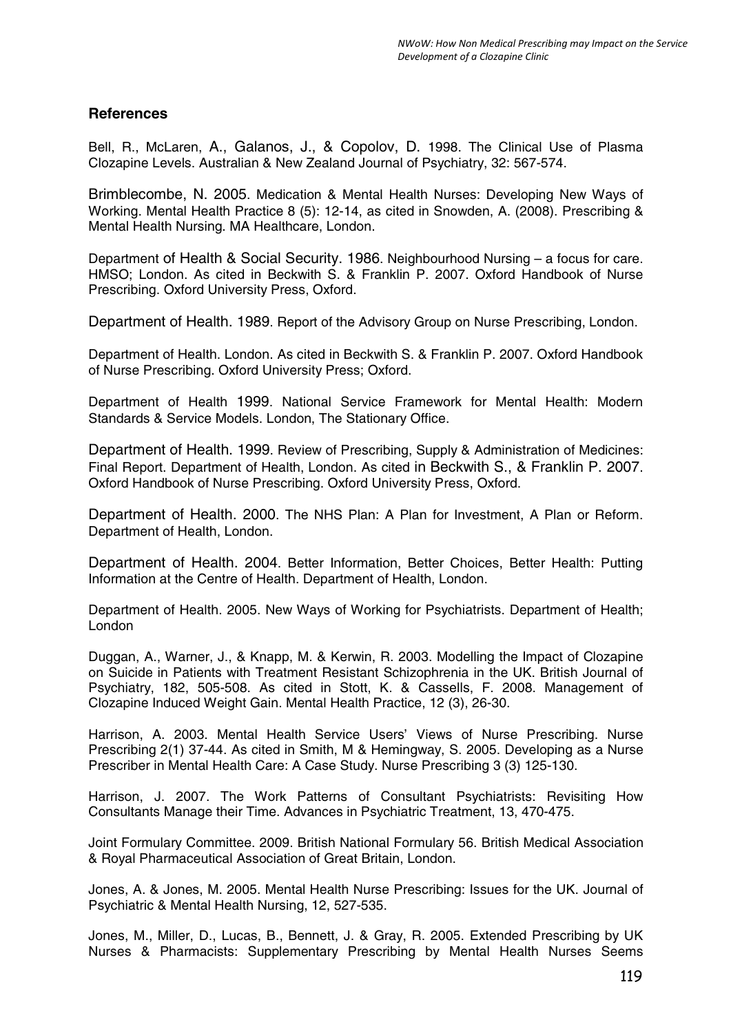## References

Bell, R., McLaren, A., Galanos, J., & Copolov, D. 1998. The Clinical Use of Plasma Clozapine Levels. Australian & New Zealand Journal of Psychiatry, 32: 567-574.

Brimblecombe, N. 2005. Medication & Mental Health Nurses: Developing New Ways of Working. Mental Health Practice 8 (5): 12-14, as cited in Snowden, A. (2008). Prescribing & Mental Health Nursing. MA Healthcare, London.

Department of Health & Social Security. 1986. Neighbourhood Nursing – a focus for care. HMSO; London. As cited in Beckwith S. & Franklin P. 2007. Oxford Handbook of Nurse Prescribing. Oxford University Press, Oxford.

Department of Health. 1989. Report of the Advisory Group on Nurse Prescribing, London.

Department of Health. London. As cited in Beckwith S. & Franklin P. 2007. Oxford Handbook of Nurse Prescribing. Oxford University Press; Oxford.

Department of Health 1999. National Service Framework for Mental Health: Modern Standards & Service Models. London, The Stationary Office.

Department of Health. 1999. Review of Prescribing, Supply & Administration of Medicines: Final Report. Department of Health, London. As cited in Beckwith S., & Franklin P. 2007. Oxford Handbook of Nurse Prescribing. Oxford University Press, Oxford.

Department of Health. 2000. The NHS Plan: A Plan for Investment, A Plan or Reform. Department of Health, London.

Department of Health. 2004. Better Information, Better Choices, Better Health: Putting Information at the Centre of Health. Department of Health, London.

Department of Health. 2005. New Ways of Working for Psychiatrists. Department of Health; London

Duggan, A., Warner, J., & Knapp, M. & Kerwin, R. 2003. Modelling the Impact of Clozapine on Suicide in Patients with Treatment Resistant Schizophrenia in the UK. British Journal of Psychiatry, 182, 505-508. As cited in Stott, K. & Cassells, F. 2008. Management of Clozapine Induced Weight Gain. Mental Health Practice, 12 (3), 26-30.

Harrison, A. 2003. Mental Health Service Users' Views of Nurse Prescribing. Nurse Prescribing 2(1) 37-44. As cited in Smith, M & Hemingway, S. 2005. Developing as a Nurse Prescriber in Mental Health Care: A Case Study. Nurse Prescribing 3 (3) 125-130.

Harrison, J. 2007. The Work Patterns of Consultant Psychiatrists: Revisiting How Consultants Manage their Time. Advances in Psychiatric Treatment, 13, 470-475.

Joint Formulary Committee. 2009. British National Formulary 56. British Medical Association & Royal Pharmaceutical Association of Great Britain, London.

Jones, A. & Jones, M. 2005. Mental Health Nurse Prescribing: Issues for the UK. Journal of Psychiatric & Mental Health Nursing, 12, 527-535.

Jones, M., Miller, D., Lucas, B., Bennett, J. & Gray, R. 2005. Extended Prescribing by UK Nurses & Pharmacists: Supplementary Prescribing by Mental Health Nurses Seems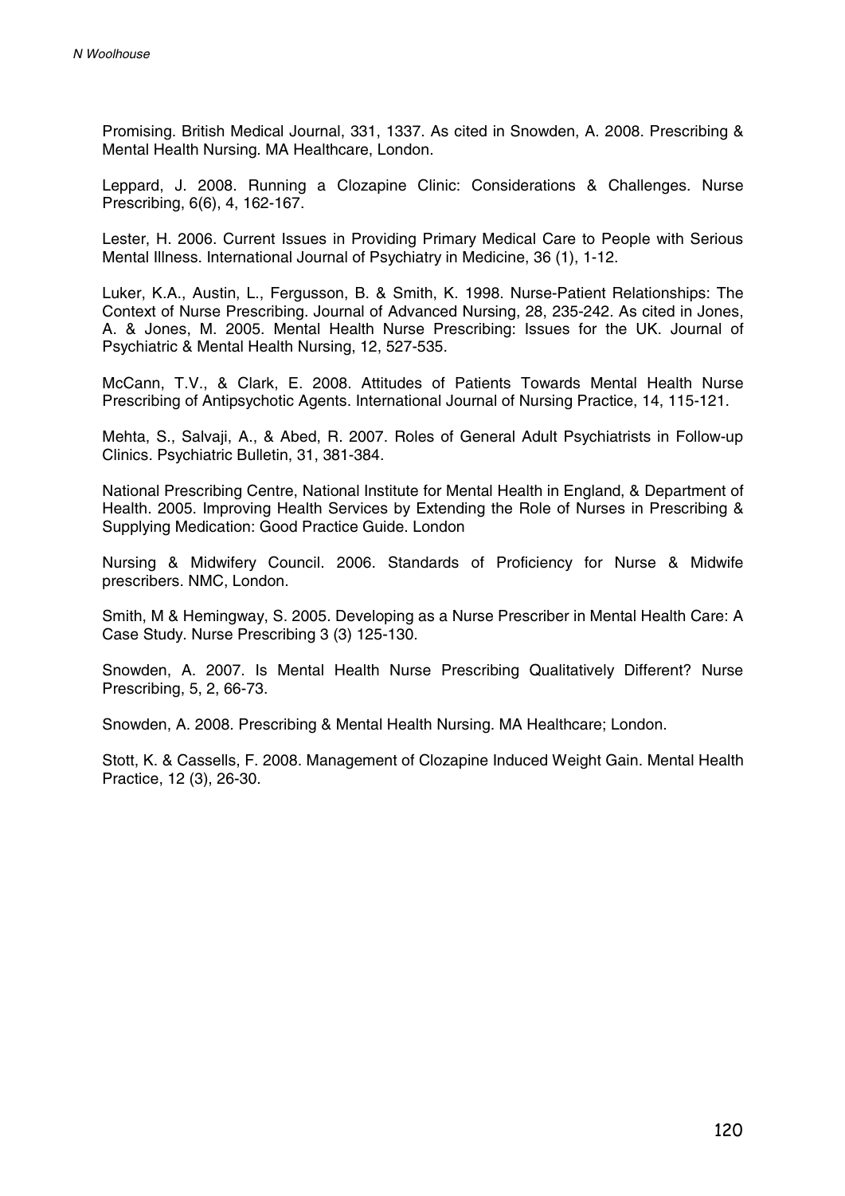Promising. British Medical Journal, 331, 1337. As cited in Snowden, A. 2008. Prescribing & Mental Health Nursing. MA Healthcare, London.

Leppard, J. 2008. Running a Clozapine Clinic: Considerations & Challenges. Nurse Prescribing, 6(6), 4, 162-167.

Lester, H. 2006. Current Issues in Providing Primary Medical Care to People with Serious Mental Illness. International Journal of Psychiatry in Medicine, 36 (1), 1-12.

Luker, K.A., Austin, L., Fergusson, B. & Smith, K. 1998. Nurse-Patient Relationships: The Context of Nurse Prescribing. Journal of Advanced Nursing, 28, 235-242. As cited in Jones, A. & Jones, M. 2005. Mental Health Nurse Prescribing: Issues for the UK. Journal of Psychiatric & Mental Health Nursing, 12, 527-535.

McCann, T.V., & Clark, E. 2008. Attitudes of Patients Towards Mental Health Nurse Prescribing of Antipsychotic Agents. International Journal of Nursing Practice, 14, 115-121.

Mehta, S., Salvaji, A., & Abed, R. 2007. Roles of General Adult Psychiatrists in Follow-up Clinics. Psychiatric Bulletin, 31, 381-384.

National Prescribing Centre, National Institute for Mental Health in England, & Department of Health. 2005. Improving Health Services by Extending the Role of Nurses in Prescribing & Supplying Medication: Good Practice Guide. London

Nursing & Midwifery Council. 2006. Standards of Proficiency for Nurse & Midwife prescribers. NMC, London.

Smith, M & Hemingway, S. 2005. Developing as a Nurse Prescriber in Mental Health Care: A Case Study. Nurse Prescribing 3 (3) 125-130.

Snowden, A. 2007. Is Mental Health Nurse Prescribing Qualitatively Different? Nurse Prescribing, 5, 2, 66-73.

Snowden, A. 2008. Prescribing & Mental Health Nursing. MA Healthcare; London.

Stott, K. & Cassells, F. 2008. Management of Clozapine Induced Weight Gain. Mental Health Practice, 12 (3), 26-30.